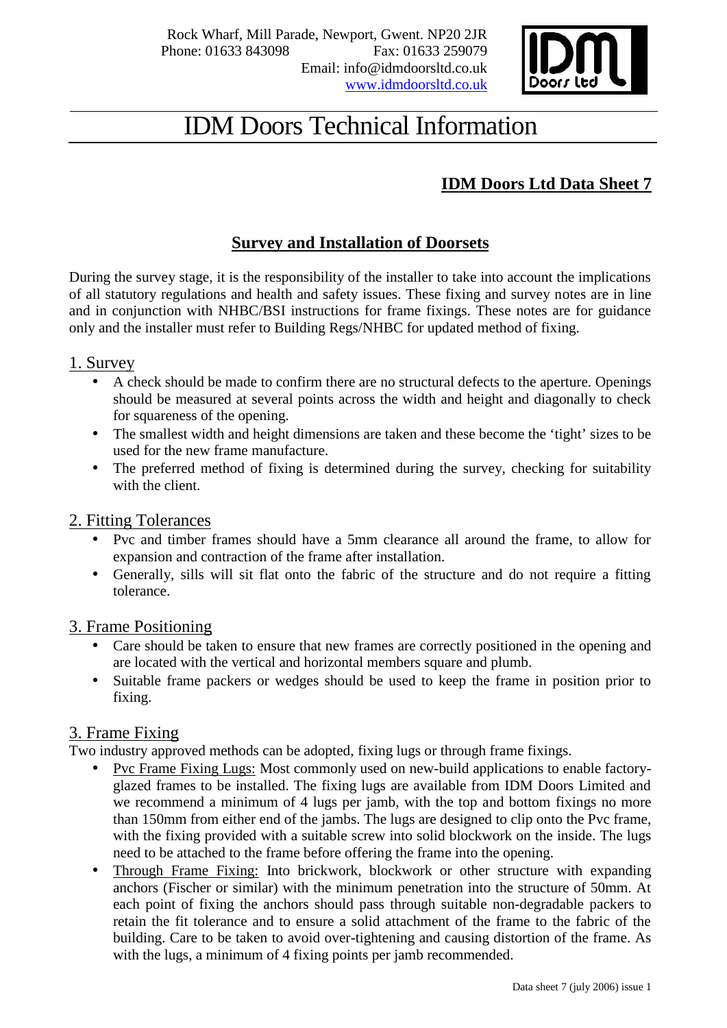Rock Wharf, Mill Parade, Newport, Gwent. NP20 2JR
Phone: 01633 843098 Fax: 01633 259079
Email: info@idmdoorsltd.co.uk
www.idmdoorsltd.co.uk

# IDM Doors Technical Information

**IDM Doors Ltd Data Sheet 7**

## Survey and Installation of Doorsets

During the survey stage, it is the responsibility of the installer to take into account the implications of all statutory regulations and health and safety issues. These fixing and survey notes are in line and in conjunction with NHBC/BSI instructions for frame fixings. These notes are for guidance only and the installer must refer to Building Regs/NHBC for updated method of fixing.

### 1. Survey

- A check should be made to confirm there are no structural defects to the aperture. Openings should be measured at several points across the width and height and diagonally to check for squareness of the opening.
- The smallest width and height dimensions are taken and these become the 'tight' sizes to be used for the new frame manufacture.
- The preferred method of fixing is determined during the survey, checking for suitability with the client.

### 2. Fitting Tolerances

- Pvc and timber frames should have a 5mm clearance all around the frame, to allow for expansion and contraction of the frame after installation.
- Generally, sills will sit flat onto the fabric of the structure and do not require a fitting tolerance.

### 3. Frame Positioning

- Care should be taken to ensure that new frames are correctly positioned in the opening and are located with the vertical and horizontal members square and plumb.
- Suitable frame packers or wedges should be used to keep the frame in position prior to fixing.

### 3. Frame Fixing

Two industry approved methods can be adopted, fixing lugs or through frame fixings.

- Pvc Frame Fixing Lugs: Most commonly used on new-build applications to enable factory-glazed frames to be installed. The fixing lugs are available from IDM Doors Limited and we recommend a minimum of 4 lugs per jamb, with the top and bottom fixings no more than 150mm from either end of the jambs. The lugs are designed to clip onto the Pvc frame, with the fixing provided with a suitable screw into solid blockwork on the inside. The lugs need to be attached to the frame before offering the frame into the opening.
- Through Frame Fixing: Into brickwork, blockwork or other structure with expanding anchors (Fischer or similar) with the minimum penetration into the structure of 50mm. At each point of fixing the anchors should pass through suitable non-degradable packers to retain the fit tolerance and to ensure a solid attachment of the frame to the fabric of the building. Care to be taken to avoid over-tightening and causing distortion of the frame. As with the lugs, a minimum of 4 fixing points per jamb recommended.

Data sheet 7 (july 2006) issue 1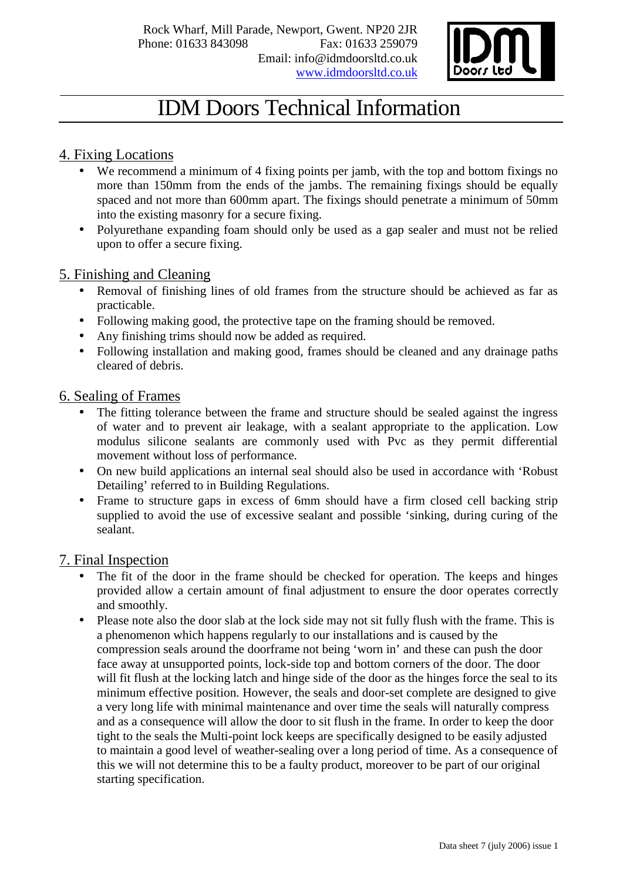Rock Wharf, Mill Parade, Newport, Gwent. NP20 2JR
Phone: 01633 843098 Fax: 01633 259079
Email: info@idmdoorsltd.co.uk
www.idmdoorsltd.co.uk

# IDM Doors Technical Information

## 4. Fixing Locations

- We recommend a minimum of 4 fixing points per jamb, with the top and bottom fixings no more than 150mm from the ends of the jambs. The remaining fixings should be equally spaced and not more than 600mm apart. The fixings should penetrate a minimum of 50mm into the existing masonry for a secure fixing.
- Polyurethane expanding foam should only be used as a gap sealer and must not be relied upon to offer a secure fixing.

## 5. Finishing and Cleaning

- Removal of finishing lines of old frames from the structure should be achieved as far as practicable.
- Following making good, the protective tape on the framing should be removed.
- Any finishing trims should now be added as required.
- Following installation and making good, frames should be cleaned and any drainage paths cleared of debris.

## 6. Sealing of Frames

- The fitting tolerance between the frame and structure should be sealed against the ingress of water and to prevent air leakage, with a sealant appropriate to the application. Low modulus silicone sealants are commonly used with Pvc as they permit differential movement without loss of performance.
- On new build applications an internal seal should also be used in accordance with 'Robust Detailing' referred to in Building Regulations.
- Frame to structure gaps in excess of 6mm should have a firm closed cell backing strip supplied to avoid the use of excessive sealant and possible 'sinking, during curing of the sealant.

## 7. Final Inspection

- The fit of the door in the frame should be checked for operation. The keeps and hinges provided allow a certain amount of final adjustment to ensure the door operates correctly and smoothly.
- Please note also the door slab at the lock side may not sit fully flush with the frame. This is a phenomenon which happens regularly to our installations and is caused by the compression seals around the doorframe not being 'worn in' and these can push the door face away at unsupported points, lock-side top and bottom corners of the door. The door will fit flush at the locking latch and hinge side of the door as the hinges force the seal to its minimum effective position. However, the seals and door-set complete are designed to give a very long life with minimal maintenance and over time the seals will naturally compress and as a consequence will allow the door to sit flush in the frame. In order to keep the door tight to the seals the Multi-point lock keeps are specifically designed to be easily adjusted to maintain a good level of weather-sealing over a long period of time. As a consequence of this we will not determine this to be a faulty product, moreover to be part of our original starting specification.

Data sheet 7 (july 2006) issue 1